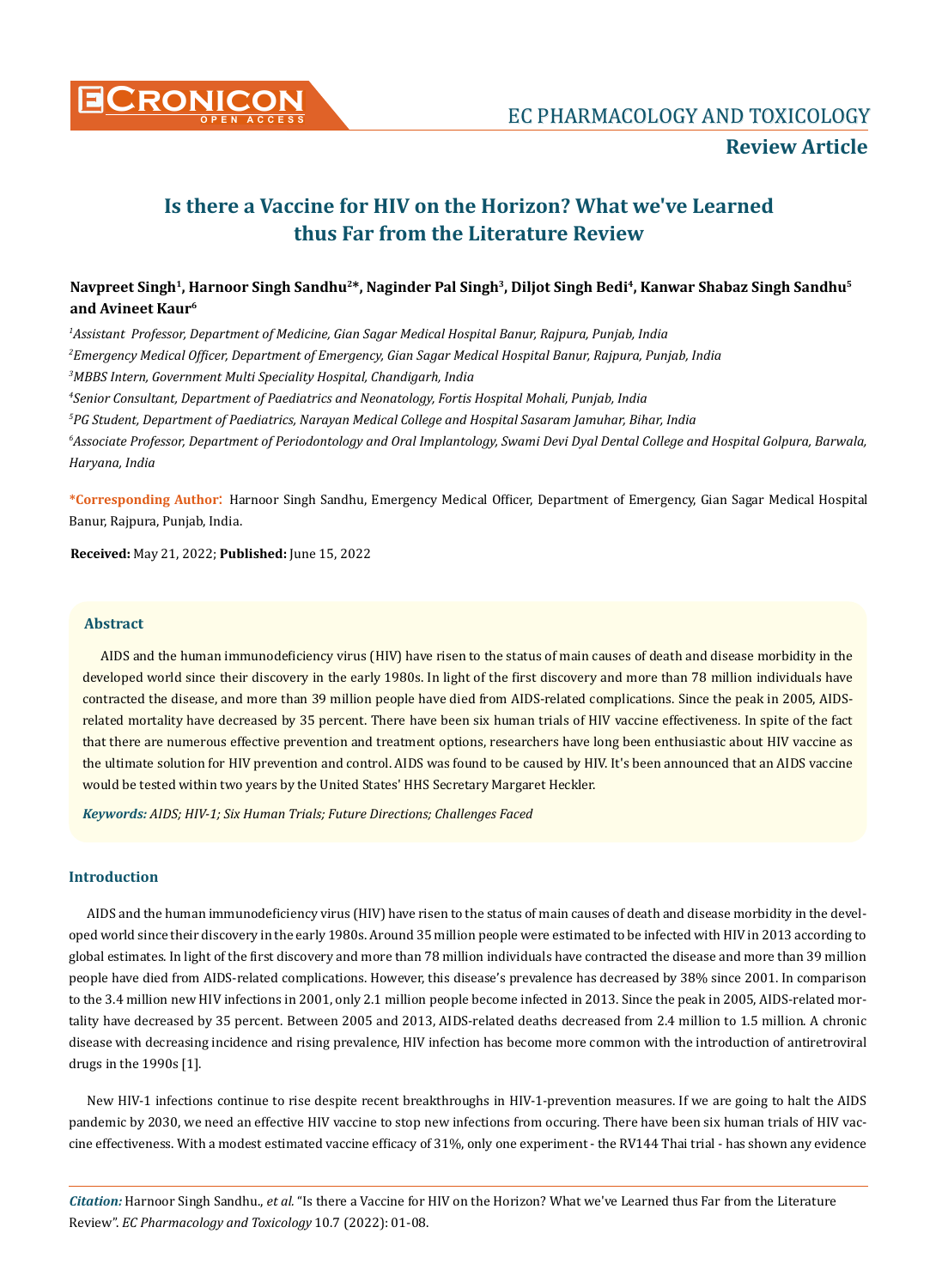Review Article

# Is there a Vaccine for HIV on the Horizon? What we've Learned thus Far from the Literature Review

**Navpreet Singh[1], Harnoor Singh Sandhu[2]*, Naginder Pal Singh[3], Diljot Singh Bedi[4], Kanwar Shabaz Singh Sandhu[5] and Avineet Kaur[6]**

*[1]Assistant Professor, Department of Medicine, Gian Sagar Medical Hospital Banur, Rajpura, Punjab, India*

*[2]Emergency Medical Officer, Department of Emergency, Gian Sagar Medical Hospital Banur, Rajpura, Punjab, India*

*[3]MBBS Intern, Government Multi Speciality Hospital, Chandigarh, India*

*[4]Senior Consultant, Department of Paediatrics and Neonatology, Fortis Hospital Mohali, Punjab, India*

*[5]PG Student, Department of Paediatrics, Narayan Medical College and Hospital Sasaram Jamuhar, Bihar, India*

*[6]Associate Professor, Department of Periodontology and Oral Implantology, Swami Devi Dyal Dental College and Hospital Golpura, Barwala, Haryana, India*

**\*Corresponding Author:** Harnoor Singh Sandhu, Emergency Medical Officer, Department of Emergency, Gian Sagar Medical Hospital Banur, Rajpura, Punjab, India.

**Received:** May 21, 2022; **Published:** June 15, 2022

## Abstract

AIDS and the human immunodeficiency virus (HIV) have risen to the status of main causes of death and disease morbidity in the developed world since their discovery in the early 1980s. In light of the first discovery and more than 78 million individuals have contracted the disease, and more than 39 million people have died from AIDS-related complications. Since the peak in 2005, AIDS-related mortality have decreased by 35 percent. There have been six human trials of HIV vaccine effectiveness. In spite of the fact that there are numerous effective prevention and treatment options, researchers have long been enthusiastic about HIV vaccine as the ultimate solution for HIV prevention and control. AIDS was found to be caused by HIV. It's been announced that an AIDS vaccine would be tested within two years by the United States' HHS Secretary Margaret Heckler.

***Keywords:** AIDS; HIV-1; Six Human Trials; Future Directions; Challenges Faced*

## Introduction

AIDS and the human immunodeficiency virus (HIV) have risen to the status of main causes of death and disease morbidity in the developed world since their discovery in the early 1980s. Around 35 million people were estimated to be infected with HIV in 2013 according to global estimates. In light of the first discovery and more than 78 million individuals have contracted the disease and more than 39 million people have died from AIDS-related complications. However, this disease's prevalence has decreased by 38% since 2001. In comparison to the 3.4 million new HIV infections in 2001, only 2.1 million people become infected in 2013. Since the peak in 2005, AIDS-related mortality have decreased by 35 percent. Between 2005 and 2013, AIDS-related deaths decreased from 2.4 million to 1.5 million. A chronic disease with decreasing incidence and rising prevalence, HIV infection has become more common with the introduction of antiretroviral drugs in the 1990s [1].

New HIV-1 infections continue to rise despite recent breakthroughs in HIV-1-prevention measures. If we are going to halt the AIDS pandemic by 2030, we need an effective HIV vaccine to stop new infections from occuring. There have been six human trials of HIV vaccine effectiveness. With a modest estimated vaccine efficacy of 31%, only one experiment - the RV144 Thai trial - has shown any evidence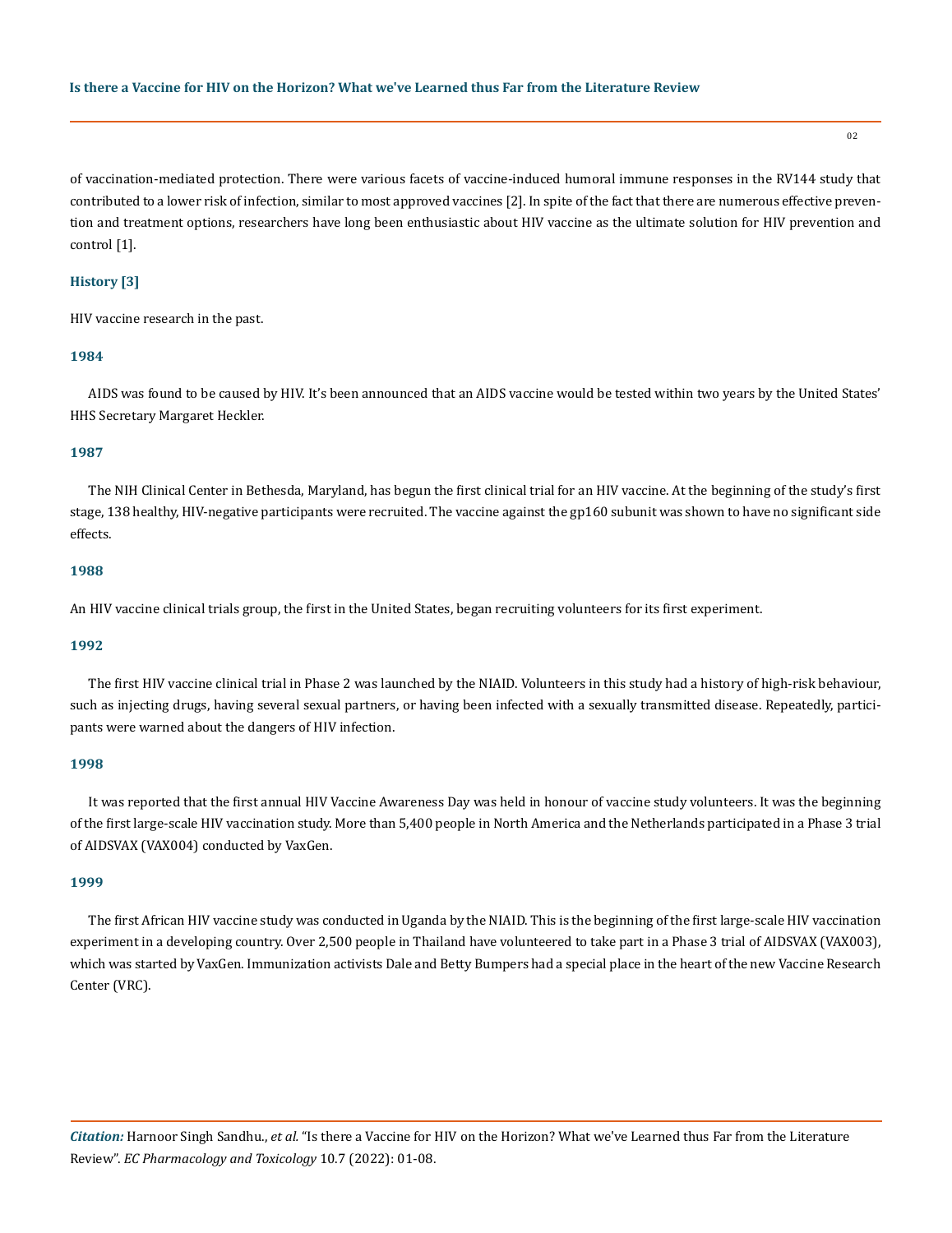of vaccination-mediated protection. There were various facets of vaccine-induced humoral immune responses in the RV144 study that contributed to a lower risk of infection, similar to most approved vaccines [2]. In spite of the fact that there are numerous effective prevention and treatment options, researchers have long been enthusiastic about HIV vaccine as the ultimate solution for HIV prevention and control [1].

## History [3]

HIV vaccine research in the past.

### 1984

AIDS was found to be caused by HIV. It's been announced that an AIDS vaccine would be tested within two years by the United States' HHS Secretary Margaret Heckler.

### 1987

The NIH Clinical Center in Bethesda, Maryland, has begun the first clinical trial for an HIV vaccine. At the beginning of the study's first stage, 138 healthy, HIV-negative participants were recruited. The vaccine against the gp160 subunit was shown to have no significant side effects.

### 1988

An HIV vaccine clinical trials group, the first in the United States, began recruiting volunteers for its first experiment.

### 1992

The first HIV vaccine clinical trial in Phase 2 was launched by the NIAID. Volunteers in this study had a history of high-risk behaviour, such as injecting drugs, having several sexual partners, or having been infected with a sexually transmitted disease. Repeatedly, participants were warned about the dangers of HIV infection.

### 1998

It was reported that the first annual HIV Vaccine Awareness Day was held in honour of vaccine study volunteers. It was the beginning of the first large-scale HIV vaccination study. More than 5,400 people in North America and the Netherlands participated in a Phase 3 trial of AIDSVAX (VAX004) conducted by VaxGen.

### 1999

The first African HIV vaccine study was conducted in Uganda by the NIAID. This is the beginning of the first large-scale HIV vaccination experiment in a developing country. Over 2,500 people in Thailand have volunteered to take part in a Phase 3 trial of AIDSVAX (VAX003), which was started by VaxGen. Immunization activists Dale and Betty Bumpers had a special place in the heart of the new Vaccine Research Center (VRC).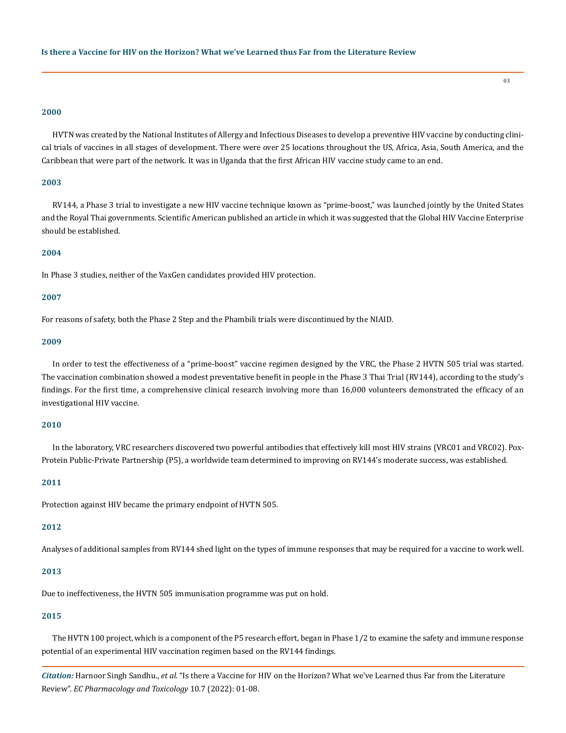### 2000

HVTN was created by the National Institutes of Allergy and Infectious Diseases to develop a preventive HIV vaccine by conducting clinical trials of vaccines in all stages of development. There were over 25 locations throughout the US, Africa, Asia, South America, and the Caribbean that were part of the network. It was in Uganda that the first African HIV vaccine study came to an end.

### 2003

RV144, a Phase 3 trial to investigate a new HIV vaccine technique known as "prime-boost," was launched jointly by the United States and the Royal Thai governments. Scientific American published an article in which it was suggested that the Global HIV Vaccine Enterprise should be established.

### 2004

In Phase 3 studies, neither of the VaxGen candidates provided HIV protection.

### 2007

For reasons of safety, both the Phase 2 Step and the Phambili trials were discontinued by the NIAID.

### 2009

In order to test the effectiveness of a "prime-boost" vaccine regimen designed by the VRC, the Phase 2 HVTN 505 trial was started. The vaccination combination showed a modest preventative benefit in people in the Phase 3 Thai Trial (RV144), according to the study's findings. For the first time, a comprehensive clinical research involving more than 16,000 volunteers demonstrated the efficacy of an investigational HIV vaccine.

### 2010

In the laboratory, VRC researchers discovered two powerful antibodies that effectively kill most HIV strains (VRC01 and VRC02). Pox-Protein Public-Private Partnership (P5), a worldwide team determined to improving on RV144's moderate success, was established.

### 2011

Protection against HIV became the primary endpoint of HVTN 505.

### 2012

Analyses of additional samples from RV144 shed light on the types of immune responses that may be required for a vaccine to work well.

### 2013

Due to ineffectiveness, the HVTN 505 immunisation programme was put on hold.

### 2015

The HVTN 100 project, which is a component of the P5 research effort, began in Phase 1/2 to examine the safety and immune response potential of an experimental HIV vaccination regimen based on the RV144 findings.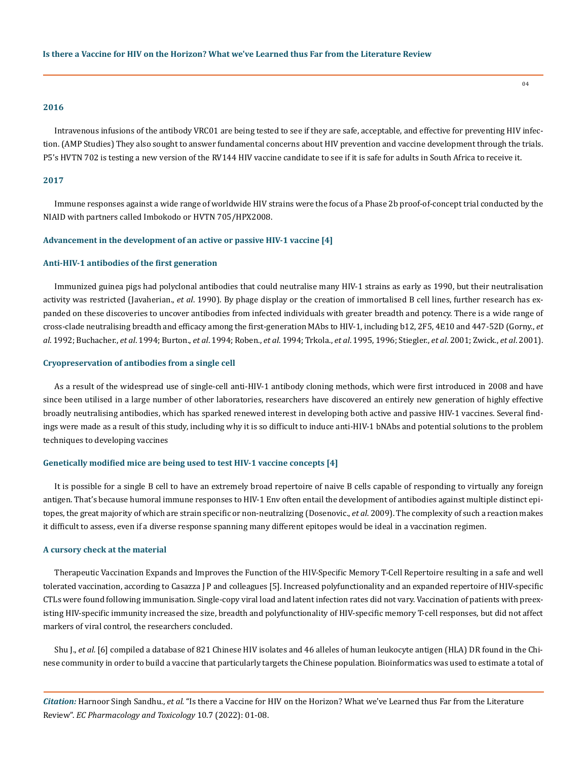### 2016

Intravenous infusions of the antibody VRC01 are being tested to see if they are safe, acceptable, and effective for preventing HIV infection. (AMP Studies) They also sought to answer fundamental concerns about HIV prevention and vaccine development through the trials. P5's HVTN 702 is testing a new version of the RV144 HIV vaccine candidate to see if it is safe for adults in South Africa to receive it.

### 2017

Immune responses against a wide range of worldwide HIV strains were the focus of a Phase 2b proof-of-concept trial conducted by the NIAID with partners called Imbokodo or HVTN 705/HPX2008.

### Advancement in the development of an active or passive HIV-1 vaccine [4]

### Anti-HIV-1 antibodies of the first generation

Immunized guinea pigs had polyclonal antibodies that could neutralise many HIV-1 strains as early as 1990, but their neutralisation activity was restricted (Javaherian., *et al*. 1990). By phage display or the creation of immortalised B cell lines, further research has expanded on these discoveries to uncover antibodies from infected individuals with greater breadth and potency. There is a wide range of cross-clade neutralising breadth and efficacy among the first-generation MAbs to HIV-1, including b12, 2F5, 4E10 and 447-52D (Gorny., *et al*. 1992; Buchacher., *et al*. 1994; Burton., *et al*. 1994; Roben., *et al*. 1994; Trkola., *et al*. 1995, 1996; Stiegler., *et al*. 2001; Zwick., *et al*. 2001).

### Cryopreservation of antibodies from a single cell

As a result of the widespread use of single-cell anti-HIV-1 antibody cloning methods, which were first introduced in 2008 and have since been utilised in a large number of other laboratories, researchers have discovered an entirely new generation of highly effective broadly neutralising antibodies, which has sparked renewed interest in developing both active and passive HIV-1 vaccines. Several findings were made as a result of this study, including why it is so difficult to induce anti-HIV-1 bNAbs and potential solutions to the problem techniques to developing vaccines

### Genetically modified mice are being used to test HIV-1 vaccine concepts [4]

It is possible for a single B cell to have an extremely broad repertoire of naive B cells capable of responding to virtually any foreign antigen. That's because humoral immune responses to HIV-1 Env often entail the development of antibodies against multiple distinct epitopes, the great majority of which are strain specific or non-neutralizing (Dosenovic., *et al*. 2009). The complexity of such a reaction makes it difficult to assess, even if a diverse response spanning many different epitopes would be ideal in a vaccination regimen.

### A cursory check at the material

Therapeutic Vaccination Expands and Improves the Function of the HIV-Specific Memory T-Cell Repertoire resulting in a safe and well tolerated vaccination, according to Casazza J P and colleagues [5]. Increased polyfunctionality and an expanded repertoire of HIV-specific CTLs were found following immunisation. Single-copy viral load and latent infection rates did not vary. Vaccination of patients with preexisting HIV-specific immunity increased the size, breadth and polyfunctionality of HIV-specific memory T-cell responses, but did not affect markers of viral control, the researchers concluded.

Shu J., *et al*. [6] compiled a database of 821 Chinese HIV isolates and 46 alleles of human leukocyte antigen (HLA) DR found in the Chinese community in order to build a vaccine that particularly targets the Chinese population. Bioinformatics was used to estimate a total of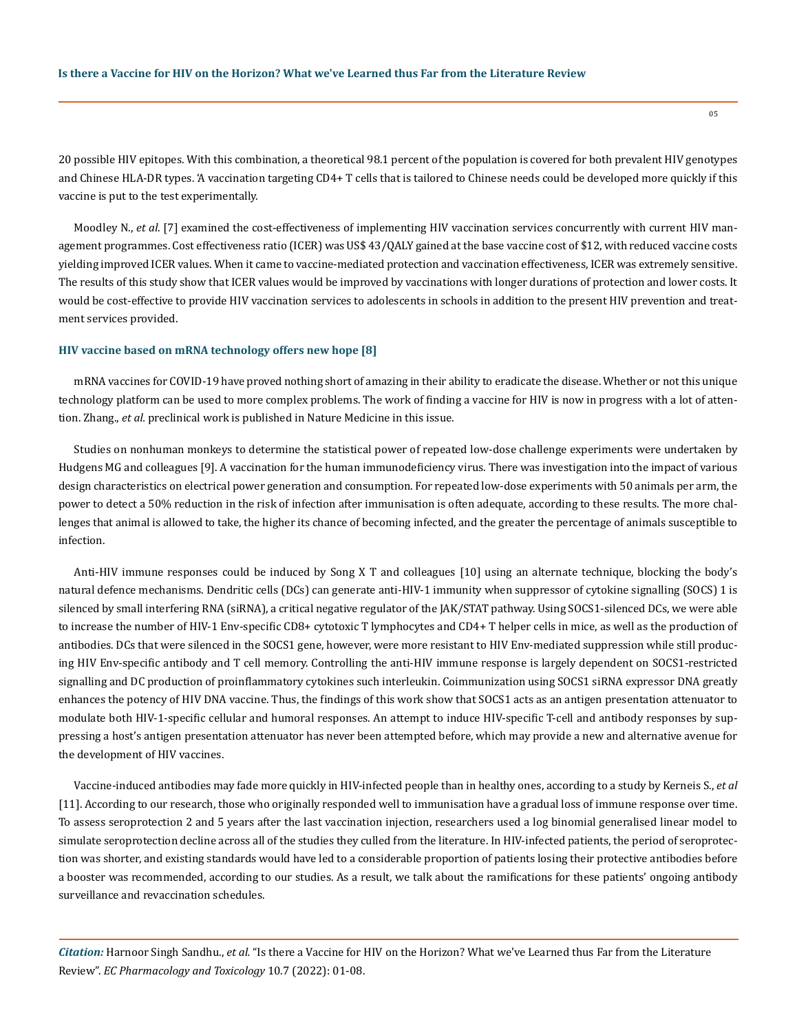20 possible HIV epitopes. With this combination, a theoretical 98.1 percent of the population is covered for both prevalent HIV genotypes and Chinese HLA-DR types. 'A vaccination targeting CD4+ T cells that is tailored to Chinese needs could be developed more quickly if this vaccine is put to the test experimentally.

Moodley N., *et al.* [7] examined the cost-effectiveness of implementing HIV vaccination services concurrently with current HIV management programmes. Cost effectiveness ratio (ICER) was US$ 43/QALY gained at the base vaccine cost of $12, with reduced vaccine costs yielding improved ICER values. When it came to vaccine-mediated protection and vaccination effectiveness, ICER was extremely sensitive. The results of this study show that ICER values would be improved by vaccinations with longer durations of protection and lower costs. It would be cost-effective to provide HIV vaccination services to adolescents in schools in addition to the present HIV prevention and treatment services provided.

### HIV vaccine based on mRNA technology offers new hope [8]

mRNA vaccines for COVID-19 have proved nothing short of amazing in their ability to eradicate the disease. Whether or not this unique technology platform can be used to more complex problems. The work of finding a vaccine for HIV is now in progress with a lot of attention. Zhang., *et al.* preclinical work is published in Nature Medicine in this issue.

Studies on nonhuman monkeys to determine the statistical power of repeated low-dose challenge experiments were undertaken by Hudgens MG and colleagues [9]. A vaccination for the human immunodeficiency virus. There was investigation into the impact of various design characteristics on electrical power generation and consumption. For repeated low-dose experiments with 50 animals per arm, the power to detect a 50% reduction in the risk of infection after immunisation is often adequate, according to these results. The more challenges that animal is allowed to take, the higher its chance of becoming infected, and the greater the percentage of animals susceptible to infection.

Anti-HIV immune responses could be induced by Song X T and colleagues [10] using an alternate technique, blocking the body's natural defence mechanisms. Dendritic cells (DCs) can generate anti-HIV-1 immunity when suppressor of cytokine signalling (SOCS) 1 is silenced by small interfering RNA (siRNA), a critical negative regulator of the JAK/STAT pathway. Using SOCS1-silenced DCs, we were able to increase the number of HIV-1 Env-specific CD8+ cytotoxic T lymphocytes and CD4+ T helper cells in mice, as well as the production of antibodies. DCs that were silenced in the SOCS1 gene, however, were more resistant to HIV Env-mediated suppression while still producing HIV Env-specific antibody and T cell memory. Controlling the anti-HIV immune response is largely dependent on SOCS1-restricted signalling and DC production of proinflammatory cytokines such interleukin. Coimmunization using SOCS1 siRNA expressor DNA greatly enhances the potency of HIV DNA vaccine. Thus, the findings of this work show that SOCS1 acts as an antigen presentation attenuator to modulate both HIV-1-specific cellular and humoral responses. An attempt to induce HIV-specific T-cell and antibody responses by suppressing a host's antigen presentation attenuator has never been attempted before, which may provide a new and alternative avenue for the development of HIV vaccines.

Vaccine-induced antibodies may fade more quickly in HIV-infected people than in healthy ones, according to a study by Kerneis S., *et al* [11]. According to our research, those who originally responded well to immunisation have a gradual loss of immune response over time. To assess seroprotection 2 and 5 years after the last vaccination injection, researchers used a log binomial generalised linear model to simulate seroprotection decline across all of the studies they culled from the literature. In HIV-infected patients, the period of seroprotection was shorter, and existing standards would have led to a considerable proportion of patients losing their protective antibodies before a booster was recommended, according to our studies. As a result, we talk about the ramifications for these patients' ongoing antibody surveillance and revaccination schedules.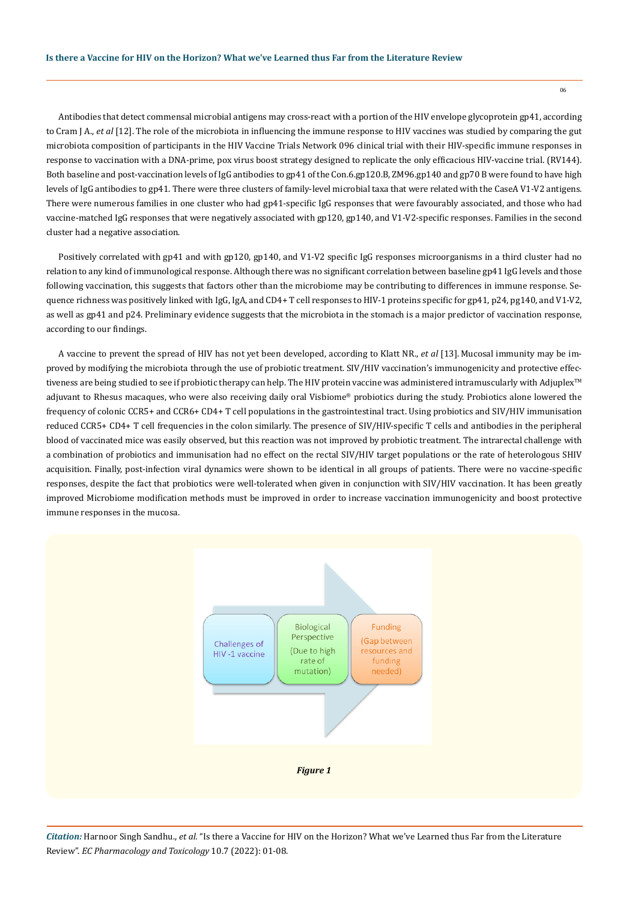Antibodies that detect commensal microbial antigens may cross-react with a portion of the HIV envelope glycoprotein gp41, according to Cram J A., *et al* [12]. The role of the microbiota in influencing the immune response to HIV vaccines was studied by comparing the gut microbiota composition of participants in the HIV Vaccine Trials Network 096 clinical trial with their HIV-specific immune responses in response to vaccination with a DNA-prime, pox virus boost strategy designed to replicate the only efficacious HIV-vaccine trial. (RV144). Both baseline and post-vaccination levels of IgG antibodies to gp41 of the Con.6.gp120.B, ZM96.gp140 and gp70 B were found to have high levels of IgG antibodies to gp41. There were three clusters of family-level microbial taxa that were related with the CaseA V1-V2 antigens. There were numerous families in one cluster who had gp41-specific IgG responses that were favourably associated, and those who had vaccine-matched IgG responses that were negatively associated with gp120, gp140, and V1-V2-specific responses. Families in the second cluster had a negative association.

Positively correlated with gp41 and with gp120, gp140, and V1-V2 specific IgG responses microorganisms in a third cluster had no relation to any kind of immunological response. Although there was no significant correlation between baseline gp41 IgG levels and those following vaccination, this suggests that factors other than the microbiome may be contributing to differences in immune response. Sequence richness was positively linked with IgG, IgA, and CD4+ T cell responses to HIV-1 proteins specific for gp41, p24, pg140, and V1-V2, as well as gp41 and p24. Preliminary evidence suggests that the microbiota in the stomach is a major predictor of vaccination response, according to our findings.

A vaccine to prevent the spread of HIV has not yet been developed, according to Klatt NR., *et al* [13]. Mucosal immunity may be improved by modifying the microbiota through the use of probiotic treatment. SIV/HIV vaccination's immunogenicity and protective effectiveness are being studied to see if probiotic therapy can help. The HIV protein vaccine was administered intramuscularly with Adjuplex™ adjuvant to Rhesus macaques, who were also receiving daily oral Visbiome® probiotics during the study. Probiotics alone lowered the frequency of colonic CCR5+ and CCR6+ CD4+ T cell populations in the gastrointestinal tract. Using probiotics and SIV/HIV immunisation reduced CCR5+ CD4+ T cell frequencies in the colon similarly. The presence of SIV/HIV-specific T cells and antibodies in the peripheral blood of vaccinated mice was easily observed, but this reaction was not improved by probiotic treatment. The intrarectal challenge with a combination of probiotics and immunisation had no effect on the rectal SIV/HIV target populations or the rate of heterologous SHIV acquisition. Finally, post-infection viral dynamics were shown to be identical in all groups of patients. There were no vaccine-specific responses, despite the fact that probiotics were well-tolerated when given in conjunction with SIV/HIV vaccination. It has been greatly improved Microbiome modification methods must be improved in order to increase vaccination immunogenicity and boost protective immune responses in the mucosa.

Challenges of HIV-1 vaccine → Biological Perspective (Due to high rate of mutation) → Funding (Gap between resources and funding needed)

*Figure 1*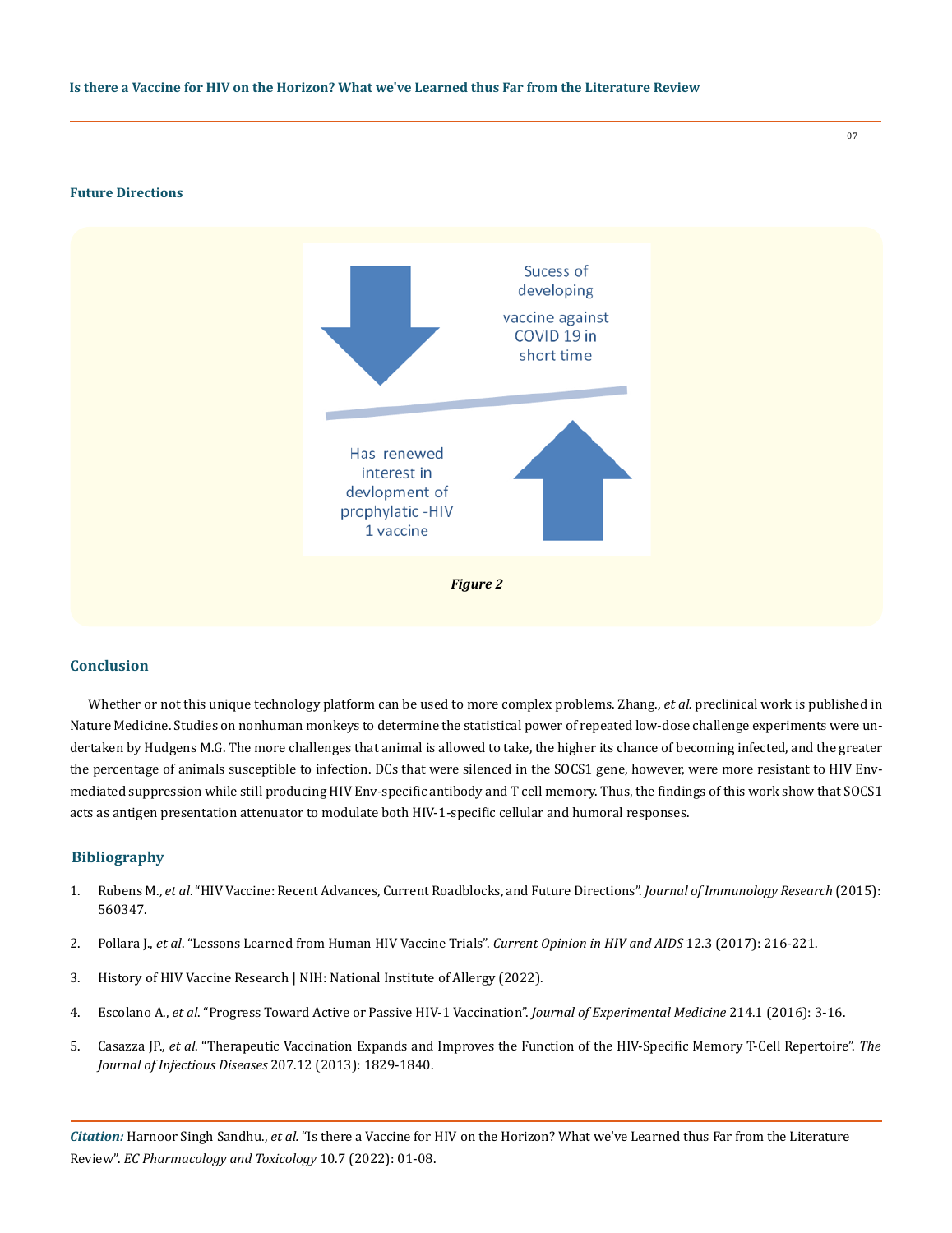## Future Directions

*Figure 2*

## Conclusion

Whether or not this unique technology platform can be used to more complex problems. Zhang., *et al.* preclinical work is published in Nature Medicine. Studies on nonhuman monkeys to determine the statistical power of repeated low-dose challenge experiments were undertaken by Hudgens M.G. The more challenges that animal is allowed to take, the higher its chance of becoming infected, and the greater the percentage of animals susceptible to infection. DCs that were silenced in the SOCS1 gene, however, were more resistant to HIV Env-mediated suppression while still producing HIV Env-specific antibody and T cell memory. Thus, the findings of this work show that SOCS1 acts as antigen presentation attenuator to modulate both HIV-1-specific cellular and humoral responses.

## Bibliography

1. Rubens M., *et al*. "HIV Vaccine: Recent Advances, Current Roadblocks, and Future Directions". *Journal of Immunology Research* (2015): 560347.
2. Pollara J., *et al*. "Lessons Learned from Human HIV Vaccine Trials". *Current Opinion in HIV and AIDS* 12.3 (2017): 216-221.
3. History of HIV Vaccine Research | NIH: National Institute of Allergy (2022).
4. Escolano A., *et al*. "Progress Toward Active or Passive HIV-1 Vaccination". *Journal of Experimental Medicine* 214.1 (2016): 3-16.
5. Casazza JP., *et al*. "Therapeutic Vaccination Expands and Improves the Function of the HIV-Specific Memory T-Cell Repertoire". *The Journal of Infectious Diseases* 207.12 (2013): 1829-1840.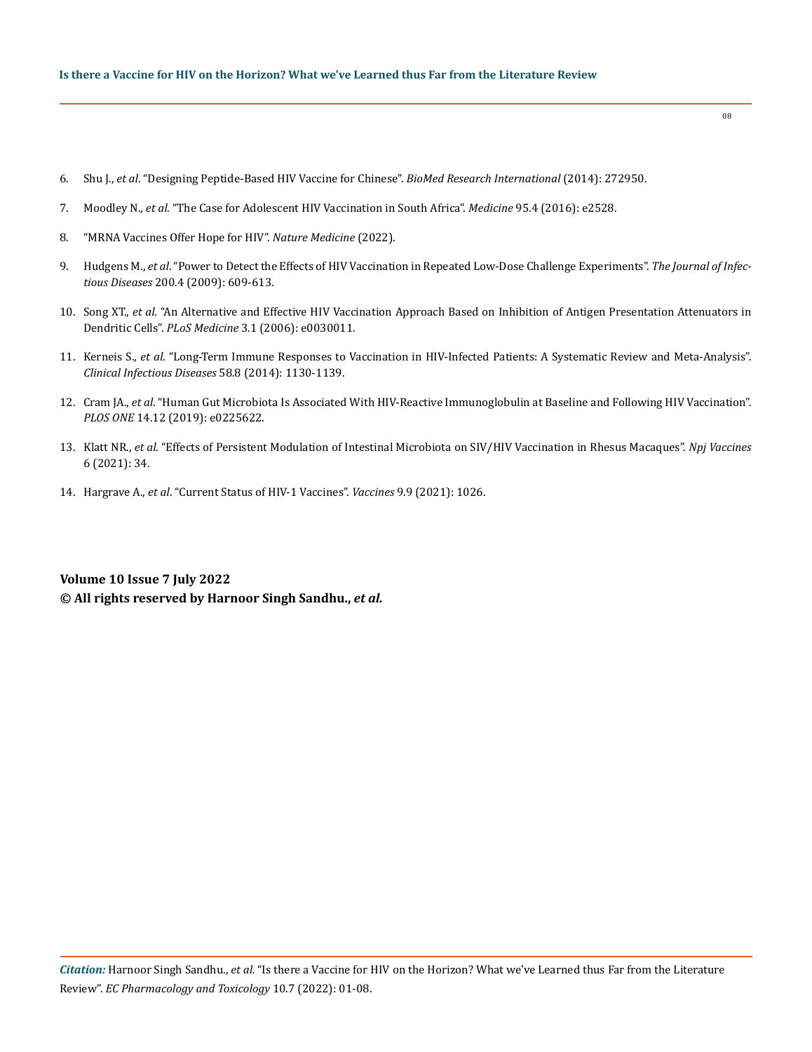6. Shu J., *et al*. "Designing Peptide-Based HIV Vaccine for Chinese". *BioMed Research International* (2014): 272950.

7. Moodley N., *et al*. "The Case for Adolescent HIV Vaccination in South Africa". *Medicine* 95.4 (2016): e2528.

8. "MRNA Vaccines Offer Hope for HIV". *Nature Medicine* (2022).

9. Hudgens M., *et al*. "Power to Detect the Effects of HIV Vaccination in Repeated Low-Dose Challenge Experiments". *The Journal of Infectious Diseases* 200.4 (2009): 609-613.

10. Song XT., *et al*. "An Alternative and Effective HIV Vaccination Approach Based on Inhibition of Antigen Presentation Attenuators in Dendritic Cells". *PLoS Medicine* 3.1 (2006): e0030011.

11. Kerneis S., *et al*. "Long-Term Immune Responses to Vaccination in HIV-Infected Patients: A Systematic Review and Meta-Analysis". *Clinical Infectious Diseases* 58.8 (2014): 1130-1139.

12. Cram JA., *et al*. "Human Gut Microbiota Is Associated With HIV-Reactive Immunoglobulin at Baseline and Following HIV Vaccination". *PLOS ONE* 14.12 (2019): e0225622.

13. Klatt NR., *et al*. "Effects of Persistent Modulation of Intestinal Microbiota on SIV/HIV Vaccination in Rhesus Macaques". *Npj Vaccines* 6 (2021): 34.

14. Hargrave A., *et al*. "Current Status of HIV-1 Vaccines". *Vaccines* 9.9 (2021): 1026.

**Volume 10 Issue 7 July 2022**
**© All rights reserved by Harnoor Singh Sandhu., *et al.***